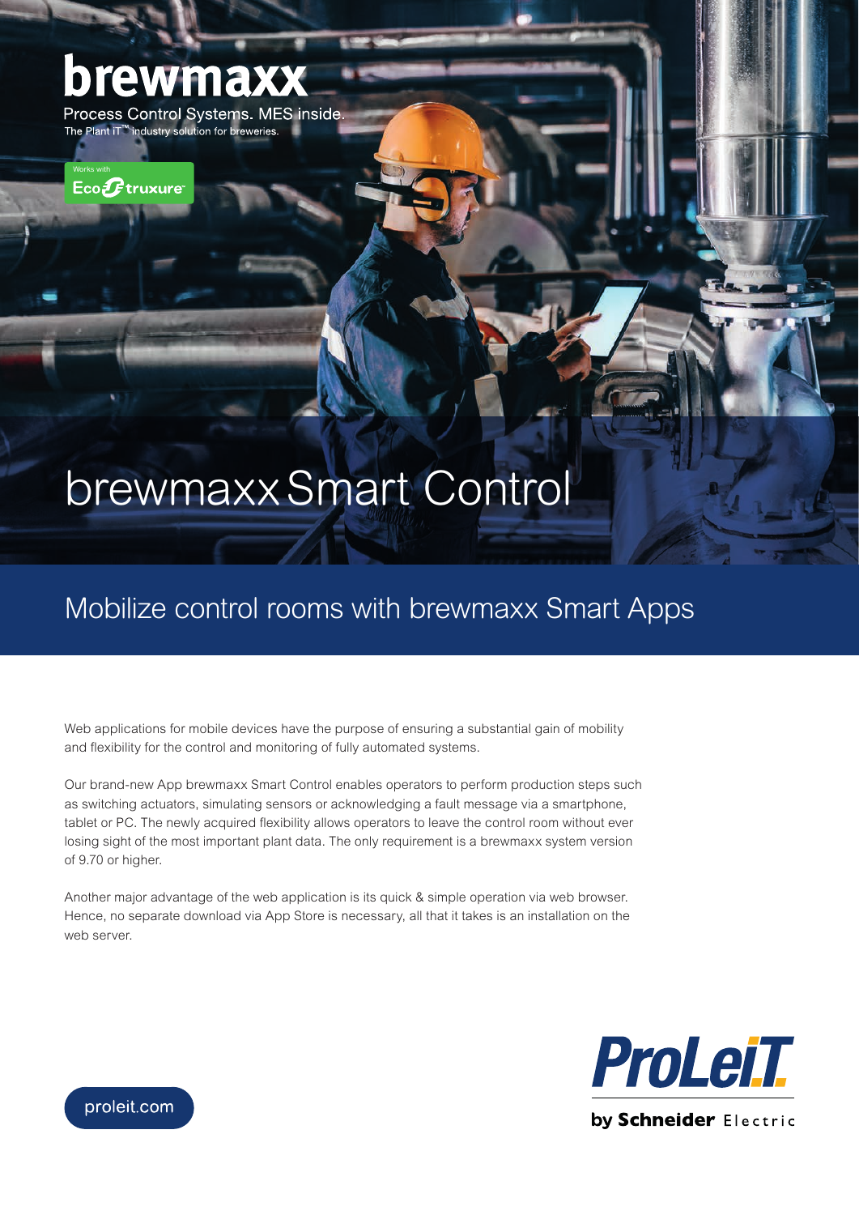# brewmaxx

Process Control Systems. MES inside.

The Plant iT™ industry solution for breweries.

Works with EcoStruxure

# brewmaxx Smart Control

## Mobilize control rooms with brewmaxx Smart Apps

Web applications for mobile devices have the purpose of ensuring a substantial gain of mobility and flexibility for the control and monitoring of fully automated systems.

Our brand-new App brewmaxx Smart Control enables operators to perform production steps such as switching actuators, simulating sensors or acknowledging a fault message via a smartphone, tablet or PC. The newly acquired flexibility allows operators to leave the control room without ever losing sight of the most important plant data. The only requirement is a brewmaxx system version of 9.70 or higher.

Another major advantage of the web application is its quick & simple operation via web browser. Hence, no separate download via App Store is necessary, all that it takes is an installation on the web server.

proleit.com

ProLeiT by Schneider Electric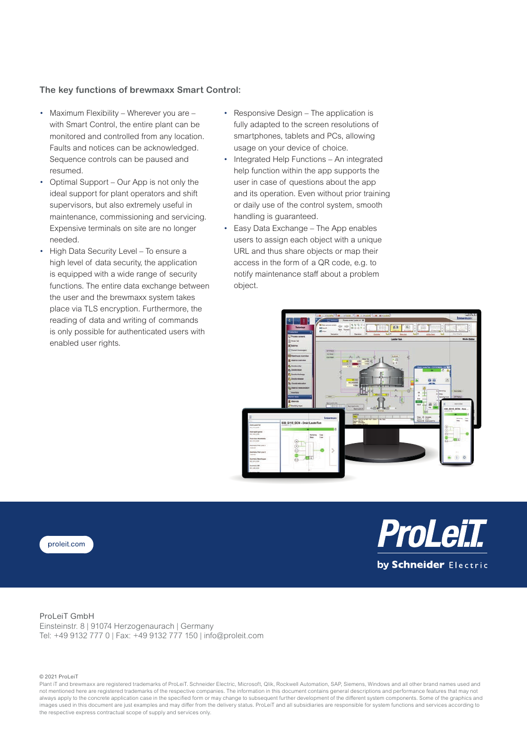### The key functions of brewmaxx Smart Control:

- Maximum Flexibility – Wherever you are – with Smart Control, the entire plant can be monitored and controlled from any location. Faults and notices can be acknowledged. Sequence controls can be paused and resumed.
- Optimal Support – Our App is not only the ideal support for plant operators and shift supervisors, but also extremely useful in maintenance, commissioning and servicing. Expensive terminals on site are no longer needed.
- High Data Security Level – To ensure a high level of data security, the application is equipped with a wide range of security functions. The entire data exchange between the user and the brewmaxx system takes place via TLS encryption. Furthermore, the reading of data and writing of commands is only possible for authenticated users with enabled user rights.
- Responsive Design – The application is fully adapted to the screen resolutions of smartphones, tablets and PCs, allowing usage on your device of choice.
- Integrated Help Functions – An integrated help function within the app supports the user in case of questions about the app and its operation. Even without prior training or daily use of the control system, smooth handling is guaranteed.
- Easy Data Exchange – The App enables users to assign each object with a unique URL and thus share objects or map their access in the form of a QR code, e.g. to notify maintenance staff about a problem object.

proleit.com

ProLeiT by Schneider Electric

ProLeiT GmbH
Einsteinstr. 8 | 91074 Herzogenaurach | Germany
Tel: +49 9132 777 0 | Fax: +49 9132 777 150 | info@proleit.com

© 2021 ProLeiT
Plant iT and brewmaxx are registered trademarks of ProLeiT. Schneider Electric, Microsoft, Qlik, Rockwell Automation, SAP, Siemens, Windows and all other brand names used and not mentioned here are registered trademarks of the respective companies. The information in this document contains general descriptions and performance features that may not always apply to the concrete application case in the specified form or may change to subsequent further development of the different system components. Some of the graphics and images used in this document are just examples and may differ from the delivery status. ProLeiT and all subsidiaries are responsible for system functions and services according to the respective express contractual scope of supply and services only.